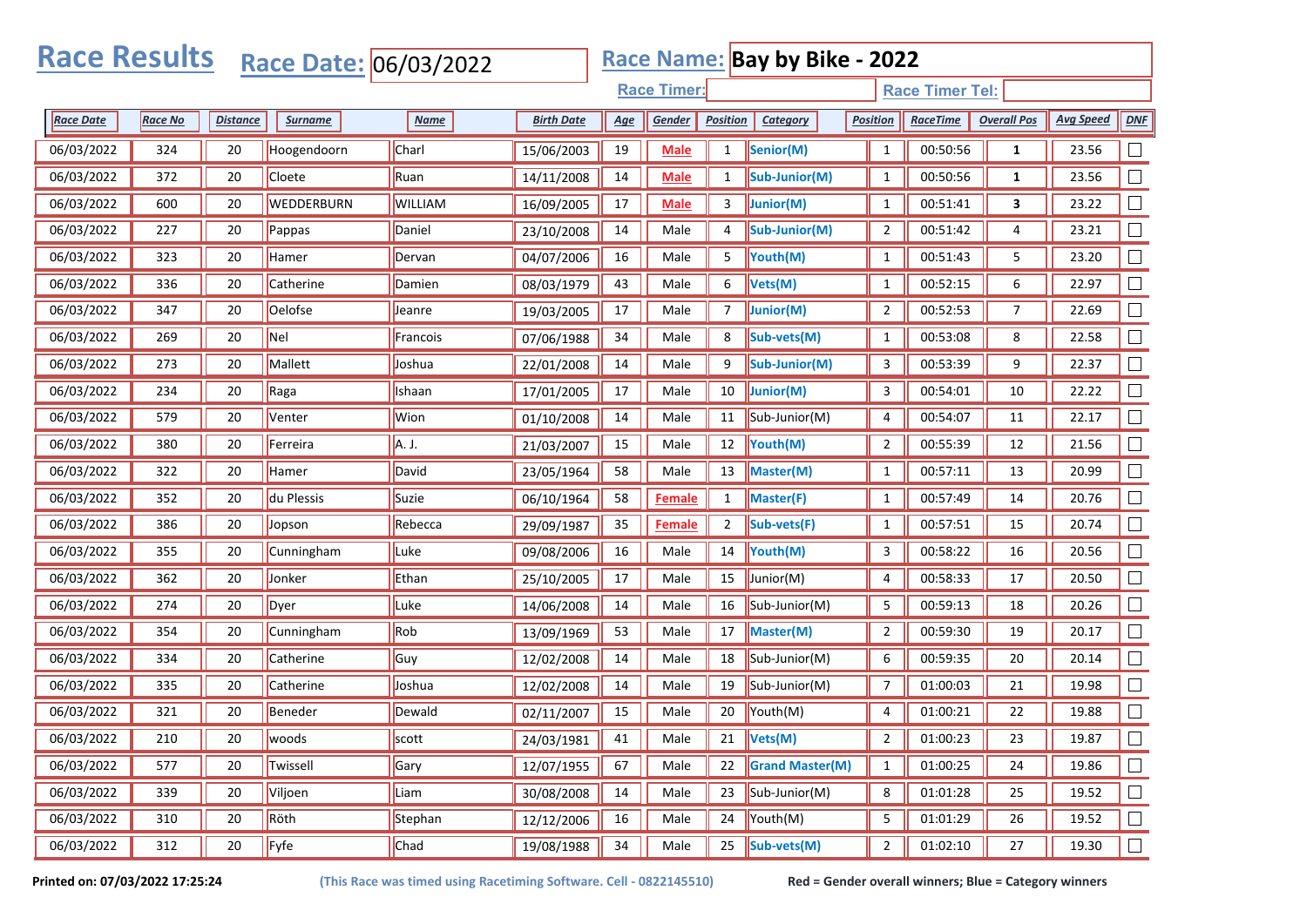# Race Results

**Race Date:** 06/03/2022

**Race Name:** Bay by Bike - 2022

**Race Timer:**

**Race Timer Tel:**

| Race Date | Race No | Distance | Surname | Name | Birth Date | Age | Gender | Position | Category | Position | RaceTime | Overall Pos | Avg Speed | DNF |
|---|---|---|---|---|---|---|---|---|---|---|---|---|---|---|
| 06/03/2022 | 324 | 20 | Hoogendoorn | Charl | 15/06/2003 | 19 | Male | 1 | Senior(M) | 1 | 00:50:56 | 1 | 23.56 | ☐ |
| 06/03/2022 | 372 | 20 | Cloete | Ruan | 14/11/2008 | 14 | Male | 1 | Sub-Junior(M) | 1 | 00:50:56 | 1 | 23.56 | ☐ |
| 06/03/2022 | 600 | 20 | WEDDERBURN | WILLIAM | 16/09/2005 | 17 | Male | 3 | Junior(M) | 1 | 00:51:41 | 3 | 23.22 | ☐ |
| 06/03/2022 | 227 | 20 | Pappas | Daniel | 23/10/2008 | 14 | Male | 4 | Sub-Junior(M) | 2 | 00:51:42 | 4 | 23.21 | ☐ |
| 06/03/2022 | 323 | 20 | Hamer | Dervan | 04/07/2006 | 16 | Male | 5 | Youth(M) | 1 | 00:51:43 | 5 | 23.20 | ☐ |
| 06/03/2022 | 336 | 20 | Catherine | Damien | 08/03/1979 | 43 | Male | 6 | Vets(M) | 1 | 00:52:15 | 6 | 22.97 | ☐ |
| 06/03/2022 | 347 | 20 | Oelofse | Jeanre | 19/03/2005 | 17 | Male | 7 | Junior(M) | 2 | 00:52:53 | 7 | 22.69 | ☐ |
| 06/03/2022 | 269 | 20 | Nel | Francois | 07/06/1988 | 34 | Male | 8 | Sub-vets(M) | 1 | 00:53:08 | 8 | 22.58 | ☐ |
| 06/03/2022 | 273 | 20 | Mallett | Joshua | 22/01/2008 | 14 | Male | 9 | Sub-Junior(M) | 3 | 00:53:39 | 9 | 22.37 | ☐ |
| 06/03/2022 | 234 | 20 | Raga | Ishaan | 17/01/2005 | 17 | Male | 10 | Junior(M) | 3 | 00:54:01 | 10 | 22.22 | ☐ |
| 06/03/2022 | 579 | 20 | Venter | Wion | 01/10/2008 | 14 | Male | 11 | Sub-Junior(M) | 4 | 00:54:07 | 11 | 22.17 | ☐ |
| 06/03/2022 | 380 | 20 | Ferreira | A. J. | 21/03/2007 | 15 | Male | 12 | Youth(M) | 2 | 00:55:39 | 12 | 21.56 | ☐ |
| 06/03/2022 | 322 | 20 | Hamer | David | 23/05/1964 | 58 | Male | 13 | Master(M) | 1 | 00:57:11 | 13 | 20.99 | ☐ |
| 06/03/2022 | 352 | 20 | du Plessis | Suzie | 06/10/1964 | 58 | Female | 1 | Master(F) | 1 | 00:57:49 | 14 | 20.76 | ☐ |
| 06/03/2022 | 386 | 20 | Jopson | Rebecca | 29/09/1987 | 35 | Female | 2 | Sub-vets(F) | 1 | 00:57:51 | 15 | 20.74 | ☐ |
| 06/03/2022 | 355 | 20 | Cunningham | Luke | 09/08/2006 | 16 | Male | 14 | Youth(M) | 3 | 00:58:22 | 16 | 20.56 | ☐ |
| 06/03/2022 | 362 | 20 | Jonker | Ethan | 25/10/2005 | 17 | Male | 15 | Junior(M) | 4 | 00:58:33 | 17 | 20.50 | ☐ |
| 06/03/2022 | 274 | 20 | Dyer | Luke | 14/06/2008 | 14 | Male | 16 | Sub-Junior(M) | 5 | 00:59:13 | 18 | 20.26 | ☐ |
| 06/03/2022 | 354 | 20 | Cunningham | Rob | 13/09/1969 | 53 | Male | 17 | Master(M) | 2 | 00:59:30 | 19 | 20.17 | ☐ |
| 06/03/2022 | 334 | 20 | Catherine | Guy | 12/02/2008 | 14 | Male | 18 | Sub-Junior(M) | 6 | 00:59:35 | 20 | 20.14 | ☐ |
| 06/03/2022 | 335 | 20 | Catherine | Joshua | 12/02/2008 | 14 | Male | 19 | Sub-Junior(M) | 7 | 01:00:03 | 21 | 19.98 | ☐ |
| 06/03/2022 | 321 | 20 | Beneder | Dewald | 02/11/2007 | 15 | Male | 20 | Youth(M) | 4 | 01:00:21 | 22 | 19.88 | ☐ |
| 06/03/2022 | 210 | 20 | woods | scott | 24/03/1981 | 41 | Male | 21 | Vets(M) | 2 | 01:00:23 | 23 | 19.87 | ☐ |
| 06/03/2022 | 577 | 20 | Twissell | Gary | 12/07/1955 | 67 | Male | 22 | Grand Master(M) | 1 | 01:00:25 | 24 | 19.86 | ☐ |
| 06/03/2022 | 339 | 20 | Viljoen | Liam | 30/08/2008 | 14 | Male | 23 | Sub-Junior(M) | 8 | 01:01:28 | 25 | 19.52 | ☐ |
| 06/03/2022 | 310 | 20 | Röth | Stephan | 12/12/2006 | 16 | Male | 24 | Youth(M) | 5 | 01:01:29 | 26 | 19.52 | ☐ |
| 06/03/2022 | 312 | 20 | Fyfe | Chad | 19/08/1988 | 34 | Male | 25 | Sub-vets(M) | 2 | 01:02:10 | 27 | 19.30 | ☐ |

**Printed on: 07/03/2022 17:25:24** (This Race was timed using Racetiming Software. Cell - 0822145510) **Red = Gender overall winners; Blue = Category winners**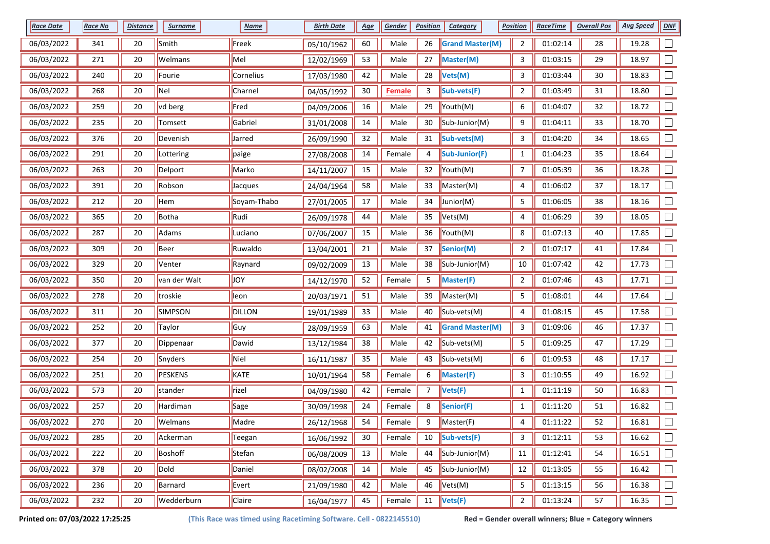| Race Date | Race No | Distance | Surname | Name | Birth Date | Age | Gender | Position | Category | Position | RaceTime | Overall Pos | Avg Speed | DNF |
|---|---|---|---|---|---|---|---|---|---|---|---|---|---|---|
| 06/03/2022 | 341 | 20 | Smith | Freek | 05/10/1962 | 60 | Male | 26 | **Grand Master(M)** | 2 | 01:02:14 | 28 | 19.28 | ☐ |
| 06/03/2022 | 271 | 20 | Welmans | Mel | 12/02/1969 | 53 | Male | 27 | **Master(M)** | 3 | 01:03:15 | 29 | 18.97 | ☐ |
| 06/03/2022 | 240 | 20 | Fourie | Cornelius | 17/03/1980 | 42 | Male | 28 | **Vets(M)** | 3 | 01:03:44 | 30 | 18.83 | ☐ |
| 06/03/2022 | 268 | 20 | Nel | Charnel | 04/05/1992 | 30 | **Female** | 3 | **Sub-vets(F)** | 2 | 01:03:49 | 31 | 18.80 | ☐ |
| 06/03/2022 | 259 | 20 | vd berg | Fred | 04/09/2006 | 16 | Male | 29 | Youth(M) | 6 | 01:04:07 | 32 | 18.72 | ☐ |
| 06/03/2022 | 235 | 20 | Tomsett | Gabriel | 31/01/2008 | 14 | Male | 30 | Sub-Junior(M) | 9 | 01:04:11 | 33 | 18.70 | ☐ |
| 06/03/2022 | 376 | 20 | Devenish | Jarred | 26/09/1990 | 32 | Male | 31 | **Sub-vets(M)** | 3 | 01:04:20 | 34 | 18.65 | ☐ |
| 06/03/2022 | 291 | 20 | Lottering | paige | 27/08/2008 | 14 | Female | 4 | **Sub-Junior(F)** | 1 | 01:04:23 | 35 | 18.64 | ☐ |
| 06/03/2022 | 263 | 20 | Delport | Marko | 14/11/2007 | 15 | Male | 32 | Youth(M) | 7 | 01:05:39 | 36 | 18.28 | ☐ |
| 06/03/2022 | 391 | 20 | Robson | Jacques | 24/04/1964 | 58 | Male | 33 | Master(M) | 4 | 01:06:02 | 37 | 18.17 | ☐ |
| 06/03/2022 | 212 | 20 | Hem | Soyam-Thabo | 27/01/2005 | 17 | Male | 34 | Junior(M) | 5 | 01:06:05 | 38 | 18.16 | ☐ |
| 06/03/2022 | 365 | 20 | Botha | Rudi | 26/09/1978 | 44 | Male | 35 | Vets(M) | 4 | 01:06:29 | 39 | 18.05 | ☐ |
| 06/03/2022 | 287 | 20 | Adams | Luciano | 07/06/2007 | 15 | Male | 36 | Youth(M) | 8 | 01:07:13 | 40 | 17.85 | ☐ |
| 06/03/2022 | 309 | 20 | Beer | Ruwaldo | 13/04/2001 | 21 | Male | 37 | **Senior(M)** | 2 | 01:07:17 | 41 | 17.84 | ☐ |
| 06/03/2022 | 329 | 20 | Venter | Raynard | 09/02/2009 | 13 | Male | 38 | Sub-Junior(M) | 10 | 01:07:42 | 42 | 17.73 | ☐ |
| 06/03/2022 | 350 | 20 | van der Walt | JOY | 14/12/1970 | 52 | Female | 5 | **Master(F)** | 2 | 01:07:46 | 43 | 17.71 | ☐ |
| 06/03/2022 | 278 | 20 | troskie | leon | 20/03/1971 | 51 | Male | 39 | Master(M) | 5 | 01:08:01 | 44 | 17.64 | ☐ |
| 06/03/2022 | 311 | 20 | SIMPSON | DILLON | 19/01/1989 | 33 | Male | 40 | Sub-vets(M) | 4 | 01:08:15 | 45 | 17.58 | ☐ |
| 06/03/2022 | 252 | 20 | Taylor | Guy | 28/09/1959 | 63 | Male | 41 | **Grand Master(M)** | 3 | 01:09:06 | 46 | 17.37 | ☐ |
| 06/03/2022 | 377 | 20 | Dippenaar | Dawid | 13/12/1984 | 38 | Male | 42 | Sub-vets(M) | 5 | 01:09:25 | 47 | 17.29 | ☐ |
| 06/03/2022 | 254 | 20 | Snyders | Niel | 16/11/1987 | 35 | Male | 43 | Sub-vets(M) | 6 | 01:09:53 | 48 | 17.17 | ☐ |
| 06/03/2022 | 251 | 20 | PESKENS | KATE | 10/01/1964 | 58 | Female | 6 | **Master(F)** | 3 | 01:10:55 | 49 | 16.92 | ☐ |
| 06/03/2022 | 573 | 20 | stander | rizel | 04/09/1980 | 42 | Female | 7 | **Vets(F)** | 1 | 01:11:19 | 50 | 16.83 | ☐ |
| 06/03/2022 | 257 | 20 | Hardiman | Sage | 30/09/1998 | 24 | Female | 8 | **Senior(F)** | 1 | 01:11:20 | 51 | 16.82 | ☐ |
| 06/03/2022 | 270 | 20 | Welmans | Madre | 26/12/1968 | 54 | Female | 9 | Master(F) | 4 | 01:11:22 | 52 | 16.81 | ☐ |
| 06/03/2022 | 285 | 20 | Ackerman | Teegan | 16/06/1992 | 30 | Female | 10 | **Sub-vets(F)** | 3 | 01:12:11 | 53 | 16.62 | ☐ |
| 06/03/2022 | 222 | 20 | Boshoff | Stefan | 06/08/2009 | 13 | Male | 44 | Sub-Junior(M) | 11 | 01:12:41 | 54 | 16.51 | ☐ |
| 06/03/2022 | 378 | 20 | Dold | Daniel | 08/02/2008 | 14 | Male | 45 | Sub-Junior(M) | 12 | 01:13:05 | 55 | 16.42 | ☐ |
| 06/03/2022 | 236 | 20 | Barnard | Evert | 21/09/1980 | 42 | Male | 46 | Vets(M) | 5 | 01:13:15 | 56 | 16.38 | ☐ |
| 06/03/2022 | 232 | 20 | Wedderburn | Claire | 16/04/1977 | 45 | Female | 11 | **Vets(F)** | 2 | 01:13:24 | 57 | 16.35 | ☐ |

**Printed on: 07/03/2022 17:25:25** **(This Race was timed using Racetiming Software. Cell - 0822145510)** **Red = Gender overall winners; Blue = Category winners**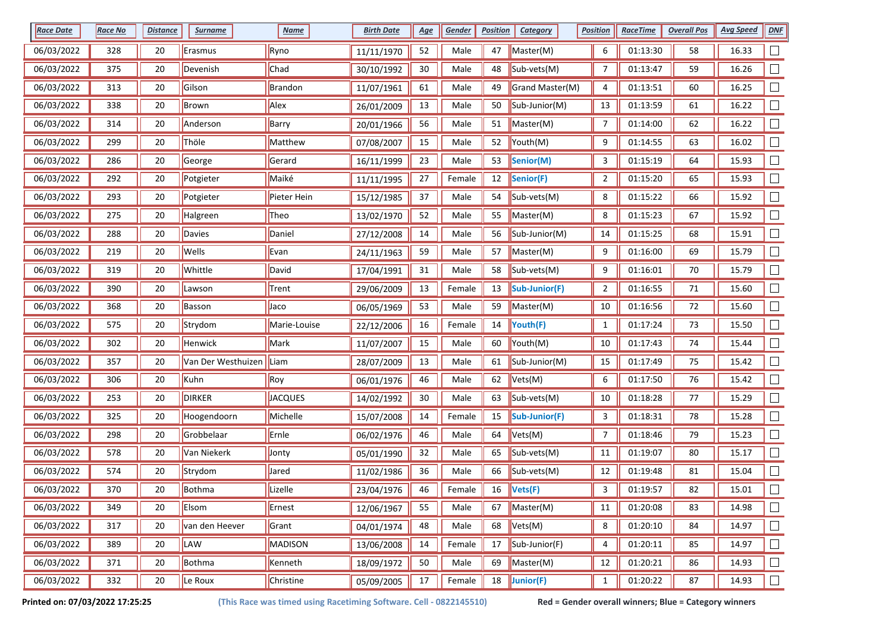| Race Date | Race No | Distance | Surname | Name | Birth Date | Age | Gender | Position | Category | Position | RaceTime | Overall Pos | Avg Speed | DNF |
|---|---|---|---|---|---|---|---|---|---|---|---|---|---|---|
| 06/03/2022 | 328 | 20 | Erasmus | Ryno | 11/11/1970 | 52 | Male | 47 | Master(M) | 6 | 01:13:30 | 58 | 16.33 | ☐ |
| 06/03/2022 | 375 | 20 | Devenish | Chad | 30/10/1992 | 30 | Male | 48 | Sub-vets(M) | 7 | 01:13:47 | 59 | 16.26 | ☐ |
| 06/03/2022 | 313 | 20 | Gilson | Brandon | 11/07/1961 | 61 | Male | 49 | Grand Master(M) | 4 | 01:13:51 | 60 | 16.25 | ☐ |
| 06/03/2022 | 338 | 20 | Brown | Alex | 26/01/2009 | 13 | Male | 50 | Sub-Junior(M) | 13 | 01:13:59 | 61 | 16.22 | ☐ |
| 06/03/2022 | 314 | 20 | Anderson | Barry | 20/01/1966 | 56 | Male | 51 | Master(M) | 7 | 01:14:00 | 62 | 16.22 | ☐ |
| 06/03/2022 | 299 | 20 | Thöle | Matthew | 07/08/2007 | 15 | Male | 52 | Youth(M) | 9 | 01:14:55 | 63 | 16.02 | ☐ |
| 06/03/2022 | 286 | 20 | George | Gerard | 16/11/1999 | 23 | Male | 53 | **Senior(M)** | 3 | 01:15:19 | 64 | 15.93 | ☐ |
| 06/03/2022 | 292 | 20 | Potgieter | Maiké | 11/11/1995 | 27 | Female | 12 | **Senior(F)** | 2 | 01:15:20 | 65 | 15.93 | ☐ |
| 06/03/2022 | 293 | 20 | Potgieter | Pieter Hein | 15/12/1985 | 37 | Male | 54 | Sub-vets(M) | 8 | 01:15:22 | 66 | 15.92 | ☐ |
| 06/03/2022 | 275 | 20 | Halgreen | Theo | 13/02/1970 | 52 | Male | 55 | Master(M) | 8 | 01:15:23 | 67 | 15.92 | ☐ |
| 06/03/2022 | 288 | 20 | Davies | Daniel | 27/12/2008 | 14 | Male | 56 | Sub-Junior(M) | 14 | 01:15:25 | 68 | 15.91 | ☐ |
| 06/03/2022 | 219 | 20 | Wells | Evan | 24/11/1963 | 59 | Male | 57 | Master(M) | 9 | 01:16:00 | 69 | 15.79 | ☐ |
| 06/03/2022 | 319 | 20 | Whittle | David | 17/04/1991 | 31 | Male | 58 | Sub-vets(M) | 9 | 01:16:01 | 70 | 15.79 | ☐ |
| 06/03/2022 | 390 | 20 | Lawson | Trent | 29/06/2009 | 13 | Female | 13 | **Sub-Junior(F)** | 2 | 01:16:55 | 71 | 15.60 | ☐ |
| 06/03/2022 | 368 | 20 | Basson | Jaco | 06/05/1969 | 53 | Male | 59 | Master(M) | 10 | 01:16:56 | 72 | 15.60 | ☐ |
| 06/03/2022 | 575 | 20 | Strydom | Marie-Louise | 22/12/2006 | 16 | Female | 14 | **Youth(F)** | 1 | 01:17:24 | 73 | 15.50 | ☐ |
| 06/03/2022 | 302 | 20 | Henwick | Mark | 11/07/2007 | 15 | Male | 60 | Youth(M) | 10 | 01:17:43 | 74 | 15.44 | ☐ |
| 06/03/2022 | 357 | 20 | Van Der Westhuizen | Liam | 28/07/2009 | 13 | Male | 61 | Sub-Junior(M) | 15 | 01:17:49 | 75 | 15.42 | ☐ |
| 06/03/2022 | 306 | 20 | Kuhn | Roy | 06/01/1976 | 46 | Male | 62 | Vets(M) | 6 | 01:17:50 | 76 | 15.42 | ☐ |
| 06/03/2022 | 253 | 20 | DIRKER | JACQUES | 14/02/1992 | 30 | Male | 63 | Sub-vets(M) | 10 | 01:18:28 | 77 | 15.29 | ☐ |
| 06/03/2022 | 325 | 20 | Hoogendoorn | Michelle | 15/07/2008 | 14 | Female | 15 | **Sub-Junior(F)** | 3 | 01:18:31 | 78 | 15.28 | ☐ |
| 06/03/2022 | 298 | 20 | Grobbelaar | Ernle | 06/02/1976 | 46 | Male | 64 | Vets(M) | 7 | 01:18:46 | 79 | 15.23 | ☐ |
| 06/03/2022 | 578 | 20 | Van Niekerk | Jonty | 05/01/1990 | 32 | Male | 65 | Sub-vets(M) | 11 | 01:19:07 | 80 | 15.17 | ☐ |
| 06/03/2022 | 574 | 20 | Strydom | Jared | 11/02/1986 | 36 | Male | 66 | Sub-vets(M) | 12 | 01:19:48 | 81 | 15.04 | ☐ |
| 06/03/2022 | 370 | 20 | Bothma | Lizelle | 23/04/1976 | 46 | Female | 16 | **Vets(F)** | 3 | 01:19:57 | 82 | 15.01 | ☐ |
| 06/03/2022 | 349 | 20 | Elsom | Ernest | 12/06/1967 | 55 | Male | 67 | Master(M) | 11 | 01:20:08 | 83 | 14.98 | ☐ |
| 06/03/2022 | 317 | 20 | van den Heever | Grant | 04/01/1974 | 48 | Male | 68 | Vets(M) | 8 | 01:20:10 | 84 | 14.97 | ☐ |
| 06/03/2022 | 389 | 20 | LAW | MADISON | 13/06/2008 | 14 | Female | 17 | Sub-Junior(F) | 4 | 01:20:11 | 85 | 14.97 | ☐ |
| 06/03/2022 | 371 | 20 | Bothma | Kenneth | 18/09/1972 | 50 | Male | 69 | Master(M) | 12 | 01:20:21 | 86 | 14.93 | ☐ |
| 06/03/2022 | 332 | 20 | Le Roux | Christine | 05/09/2005 | 17 | Female | 18 | **Junior(F)** | 1 | 01:20:22 | 87 | 14.93 | ☐ |

**Printed on: 07/03/2022 17:25:25** **(This Race was timed using Racetiming Software. Cell - 0822145510)** **Red = Gender overall winners; Blue = Category winners**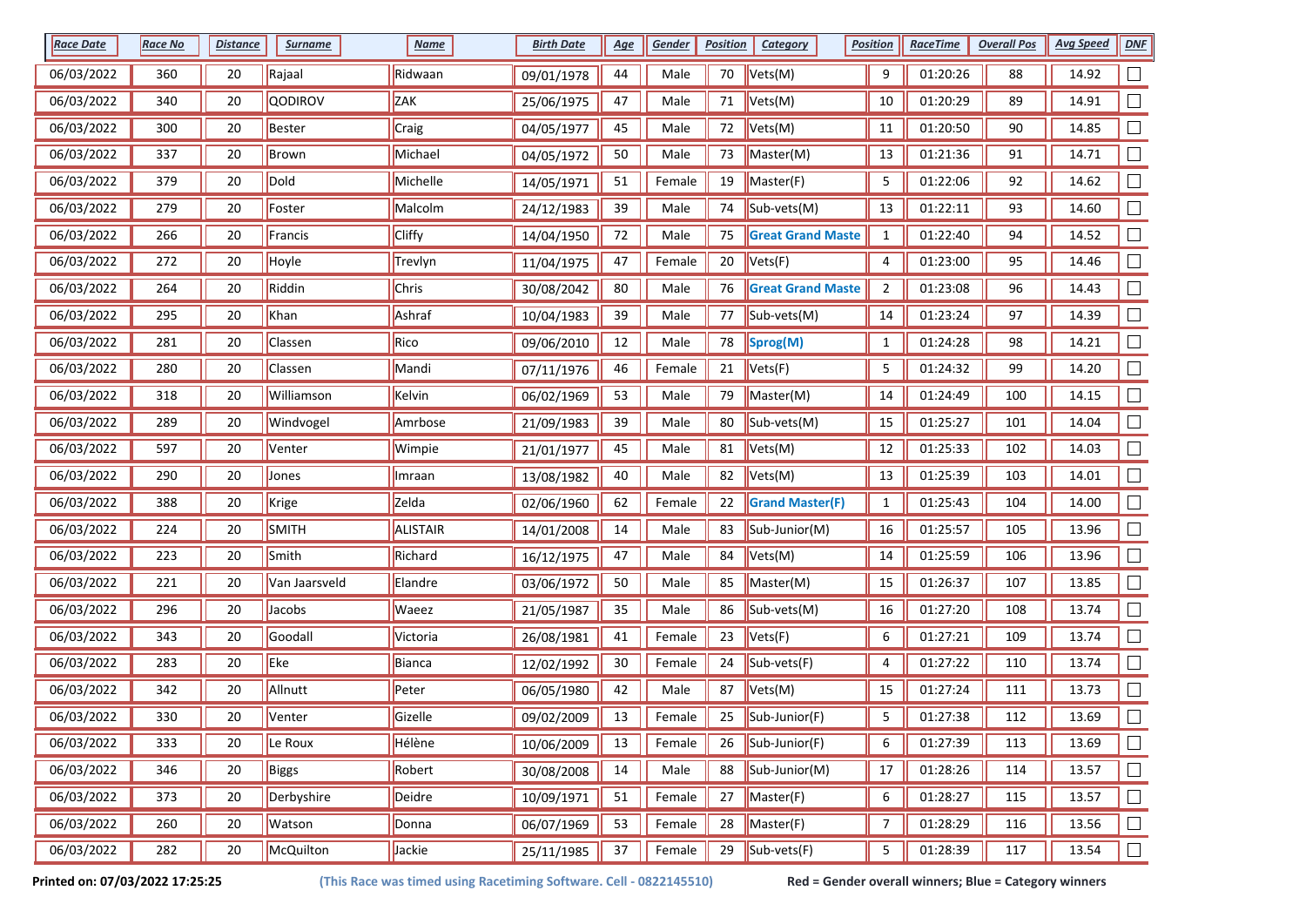| Race Date | Race No | Distance | Surname | Name | Birth Date | Age | Gender | Position | Category | Position | RaceTime | Overall Pos | Avg Speed | DNF |
|---|---|---|---|---|---|---|---|---|---|---|---|---|---|---|
| 06/03/2022 | 360 | 20 | Rajaal | Ridwaan | 09/01/1978 | 44 | Male | 70 | Vets(M) | 9 | 01:20:26 | 88 | 14.92 | ☐ |
| 06/03/2022 | 340 | 20 | QODIROV | ZAK | 25/06/1975 | 47 | Male | 71 | Vets(M) | 10 | 01:20:29 | 89 | 14.91 | ☐ |
| 06/03/2022 | 300 | 20 | Bester | Craig | 04/05/1977 | 45 | Male | 72 | Vets(M) | 11 | 01:20:50 | 90 | 14.85 | ☐ |
| 06/03/2022 | 337 | 20 | Brown | Michael | 04/05/1972 | 50 | Male | 73 | Master(M) | 13 | 01:21:36 | 91 | 14.71 | ☐ |
| 06/03/2022 | 379 | 20 | Dold | Michelle | 14/05/1971 | 51 | Female | 19 | Master(F) | 5 | 01:22:06 | 92 | 14.62 | ☐ |
| 06/03/2022 | 279 | 20 | Foster | Malcolm | 24/12/1983 | 39 | Male | 74 | Sub-vets(M) | 13 | 01:22:11 | 93 | 14.60 | ☐ |
| 06/03/2022 | 266 | 20 | Francis | Cliffy | 14/04/1950 | 72 | Male | 75 | **Great Grand Maste** | 1 | 01:22:40 | 94 | 14.52 | ☐ |
| 06/03/2022 | 272 | 20 | Hoyle | Trevlyn | 11/04/1975 | 47 | Female | 20 | Vets(F) | 4 | 01:23:00 | 95 | 14.46 | ☐ |
| 06/03/2022 | 264 | 20 | Riddin | Chris | 30/08/2042 | 80 | Male | 76 | **Great Grand Maste** | 2 | 01:23:08 | 96 | 14.43 | ☐ |
| 06/03/2022 | 295 | 20 | Khan | Ashraf | 10/04/1983 | 39 | Male | 77 | Sub-vets(M) | 14 | 01:23:24 | 97 | 14.39 | ☐ |
| 06/03/2022 | 281 | 20 | Classen | Rico | 09/06/2010 | 12 | Male | 78 | **Sprog(M)** | 1 | 01:24:28 | 98 | 14.21 | ☐ |
| 06/03/2022 | 280 | 20 | Classen | Mandi | 07/11/1976 | 46 | Female | 21 | Vets(F) | 5 | 01:24:32 | 99 | 14.20 | ☐ |
| 06/03/2022 | 318 | 20 | Williamson | Kelvin | 06/02/1969 | 53 | Male | 79 | Master(M) | 14 | 01:24:49 | 100 | 14.15 | ☐ |
| 06/03/2022 | 289 | 20 | Windvogel | Amrbose | 21/09/1983 | 39 | Male | 80 | Sub-vets(M) | 15 | 01:25:27 | 101 | 14.04 | ☐ |
| 06/03/2022 | 597 | 20 | Venter | Wimpie | 21/01/1977 | 45 | Male | 81 | Vets(M) | 12 | 01:25:33 | 102 | 14.03 | ☐ |
| 06/03/2022 | 290 | 20 | Jones | Imraan | 13/08/1982 | 40 | Male | 82 | Vets(M) | 13 | 01:25:39 | 103 | 14.01 | ☐ |
| 06/03/2022 | 388 | 20 | Krige | Zelda | 02/06/1960 | 62 | Female | 22 | **Grand Master(F)** | 1 | 01:25:43 | 104 | 14.00 | ☐ |
| 06/03/2022 | 224 | 20 | SMITH | ALISTAIR | 14/01/2008 | 14 | Male | 83 | Sub-Junior(M) | 16 | 01:25:57 | 105 | 13.96 | ☐ |
| 06/03/2022 | 223 | 20 | Smith | Richard | 16/12/1975 | 47 | Male | 84 | Vets(M) | 14 | 01:25:59 | 106 | 13.96 | ☐ |
| 06/03/2022 | 221 | 20 | Van Jaarsveld | Elandre | 03/06/1972 | 50 | Male | 85 | Master(M) | 15 | 01:26:37 | 107 | 13.85 | ☐ |
| 06/03/2022 | 296 | 20 | Jacobs | Waeez | 21/05/1987 | 35 | Male | 86 | Sub-vets(M) | 16 | 01:27:20 | 108 | 13.74 | ☐ |
| 06/03/2022 | 343 | 20 | Goodall | Victoria | 26/08/1981 | 41 | Female | 23 | Vets(F) | 6 | 01:27:21 | 109 | 13.74 | ☐ |
| 06/03/2022 | 283 | 20 | Eke | Bianca | 12/02/1992 | 30 | Female | 24 | Sub-vets(F) | 4 | 01:27:22 | 110 | 13.74 | ☐ |
| 06/03/2022 | 342 | 20 | Allnutt | Peter | 06/05/1980 | 42 | Male | 87 | Vets(M) | 15 | 01:27:24 | 111 | 13.73 | ☐ |
| 06/03/2022 | 330 | 20 | Venter | Gizelle | 09/02/2009 | 13 | Female | 25 | Sub-Junior(F) | 5 | 01:27:38 | 112 | 13.69 | ☐ |
| 06/03/2022 | 333 | 20 | Le Roux | Hélène | 10/06/2009 | 13 | Female | 26 | Sub-Junior(F) | 6 | 01:27:39 | 113 | 13.69 | ☐ |
| 06/03/2022 | 346 | 20 | Biggs | Robert | 30/08/2008 | 14 | Male | 88 | Sub-Junior(M) | 17 | 01:28:26 | 114 | 13.57 | ☐ |
| 06/03/2022 | 373 | 20 | Derbyshire | Deidre | 10/09/1971 | 51 | Female | 27 | Master(F) | 6 | 01:28:27 | 115 | 13.57 | ☐ |
| 06/03/2022 | 260 | 20 | Watson | Donna | 06/07/1969 | 53 | Female | 28 | Master(F) | 7 | 01:28:29 | 116 | 13.56 | ☐ |
| 06/03/2022 | 282 | 20 | McQuilton | Jackie | 25/11/1985 | 37 | Female | 29 | Sub-vets(F) | 5 | 01:28:39 | 117 | 13.54 | ☐ |

**Printed on: 07/03/2022 17:25:25** **(This Race was timed using Racetiming Software. Cell - 0822145510)** **Red = Gender overall winners; Blue = Category winners**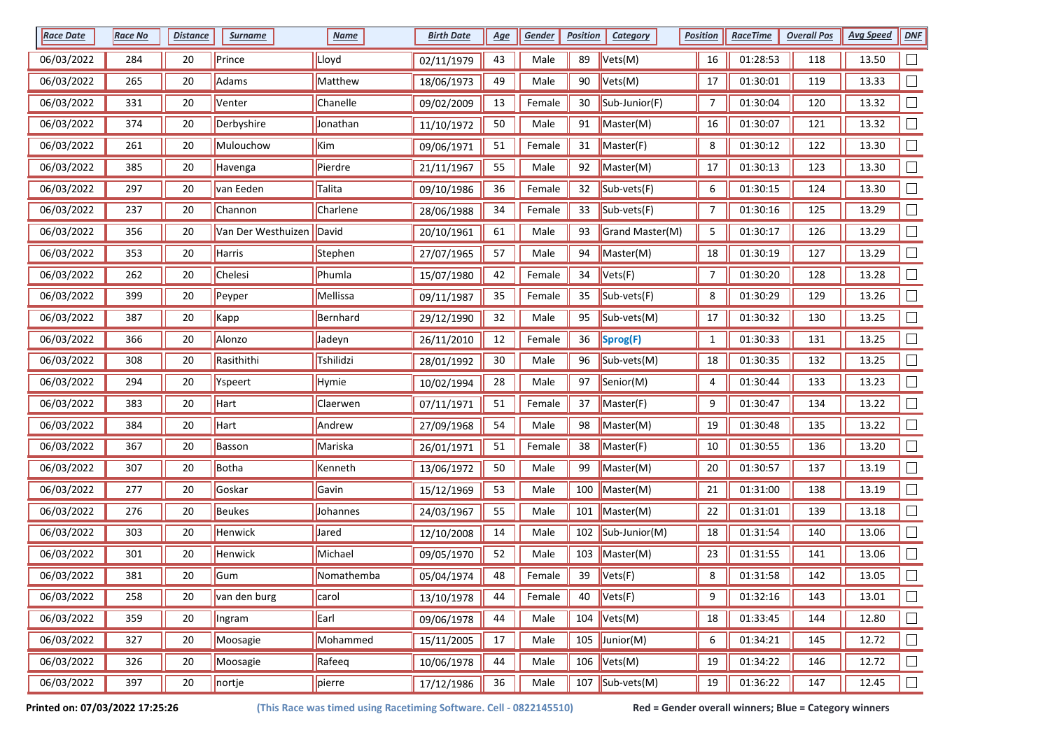| Race Date | Race No | Distance | Surname | Name | Birth Date | Age | Gender | Position | Category | Position | RaceTime | Overall Pos | Avg Speed | DNF |
|---|---|---|---|---|---|---|---|---|---|---|---|---|---|---|
| 06/03/2022 | 284 | 20 | Prince | Lloyd | 02/11/1979 | 43 | Male | 89 | Vets(M) | 16 | 01:28:53 | 118 | 13.50 | ☐ |
| 06/03/2022 | 265 | 20 | Adams | Matthew | 18/06/1973 | 49 | Male | 90 | Vets(M) | 17 | 01:30:01 | 119 | 13.33 | ☐ |
| 06/03/2022 | 331 | 20 | Venter | Chanelle | 09/02/2009 | 13 | Female | 30 | Sub-Junior(F) | 7 | 01:30:04 | 120 | 13.32 | ☐ |
| 06/03/2022 | 374 | 20 | Derbyshire | Jonathan | 11/10/1972 | 50 | Male | 91 | Master(M) | 16 | 01:30:07 | 121 | 13.32 | ☐ |
| 06/03/2022 | 261 | 20 | Mulouchow | Kim | 09/06/1971 | 51 | Female | 31 | Master(F) | 8 | 01:30:12 | 122 | 13.30 | ☐ |
| 06/03/2022 | 385 | 20 | Havenga | Pierdre | 21/11/1967 | 55 | Male | 92 | Master(M) | 17 | 01:30:13 | 123 | 13.30 | ☐ |
| 06/03/2022 | 297 | 20 | van Eeden | Talita | 09/10/1986 | 36 | Female | 32 | Sub-vets(F) | 6 | 01:30:15 | 124 | 13.30 | ☐ |
| 06/03/2022 | 237 | 20 | Channon | Charlene | 28/06/1988 | 34 | Female | 33 | Sub-vets(F) | 7 | 01:30:16 | 125 | 13.29 | ☐ |
| 06/03/2022 | 356 | 20 | Van Der Westhuizen | David | 20/10/1961 | 61 | Male | 93 | Grand Master(M) | 5 | 01:30:17 | 126 | 13.29 | ☐ |
| 06/03/2022 | 353 | 20 | Harris | Stephen | 27/07/1965 | 57 | Male | 94 | Master(M) | 18 | 01:30:19 | 127 | 13.29 | ☐ |
| 06/03/2022 | 262 | 20 | Chelesi | Phumla | 15/07/1980 | 42 | Female | 34 | Vets(F) | 7 | 01:30:20 | 128 | 13.28 | ☐ |
| 06/03/2022 | 399 | 20 | Peyper | Mellissa | 09/11/1987 | 35 | Female | 35 | Sub-vets(F) | 8 | 01:30:29 | 129 | 13.26 | ☐ |
| 06/03/2022 | 387 | 20 | Kapp | Bernhard | 29/12/1990 | 32 | Male | 95 | Sub-vets(M) | 17 | 01:30:32 | 130 | 13.25 | ☐ |
| 06/03/2022 | 366 | 20 | Alonzo | Jadeyn | 26/11/2010 | 12 | Female | 36 | **Sprog(F)** | 1 | 01:30:33 | 131 | 13.25 | ☐ |
| 06/03/2022 | 308 | 20 | Rasithithi | Tshilidzi | 28/01/1992 | 30 | Male | 96 | Sub-vets(M) | 18 | 01:30:35 | 132 | 13.25 | ☐ |
| 06/03/2022 | 294 | 20 | Yspeert | Hymie | 10/02/1994 | 28 | Male | 97 | Senior(M) | 4 | 01:30:44 | 133 | 13.23 | ☐ |
| 06/03/2022 | 383 | 20 | Hart | Claerwen | 07/11/1971 | 51 | Female | 37 | Master(F) | 9 | 01:30:47 | 134 | 13.22 | ☐ |
| 06/03/2022 | 384 | 20 | Hart | Andrew | 27/09/1968 | 54 | Male | 98 | Master(M) | 19 | 01:30:48 | 135 | 13.22 | ☐ |
| 06/03/2022 | 367 | 20 | Basson | Mariska | 26/01/1971 | 51 | Female | 38 | Master(F) | 10 | 01:30:55 | 136 | 13.20 | ☐ |
| 06/03/2022 | 307 | 20 | Botha | Kenneth | 13/06/1972 | 50 | Male | 99 | Master(M) | 20 | 01:30:57 | 137 | 13.19 | ☐ |
| 06/03/2022 | 277 | 20 | Goskar | Gavin | 15/12/1969 | 53 | Male | 100 | Master(M) | 21 | 01:31:00 | 138 | 13.19 | ☐ |
| 06/03/2022 | 276 | 20 | Beukes | Johannes | 24/03/1967 | 55 | Male | 101 | Master(M) | 22 | 01:31:01 | 139 | 13.18 | ☐ |
| 06/03/2022 | 303 | 20 | Henwick | Jared | 12/10/2008 | 14 | Male | 102 | Sub-Junior(M) | 18 | 01:31:54 | 140 | 13.06 | ☐ |
| 06/03/2022 | 301 | 20 | Henwick | Michael | 09/05/1970 | 52 | Male | 103 | Master(M) | 23 | 01:31:55 | 141 | 13.06 | ☐ |
| 06/03/2022 | 381 | 20 | Gum | Nomathemba | 05/04/1974 | 48 | Female | 39 | Vets(F) | 8 | 01:31:58 | 142 | 13.05 | ☐ |
| 06/03/2022 | 258 | 20 | van den burg | carol | 13/10/1978 | 44 | Female | 40 | Vets(F) | 9 | 01:32:16 | 143 | 13.01 | ☐ |
| 06/03/2022 | 359 | 20 | Ingram | Earl | 09/06/1978 | 44 | Male | 104 | Vets(M) | 18 | 01:33:45 | 144 | 12.80 | ☐ |
| 06/03/2022 | 327 | 20 | Moosagie | Mohammed | 15/11/2005 | 17 | Male | 105 | Junior(M) | 6 | 01:34:21 | 145 | 12.72 | ☐ |
| 06/03/2022 | 326 | 20 | Moosagie | Rafeeq | 10/06/1978 | 44 | Male | 106 | Vets(M) | 19 | 01:34:22 | 146 | 12.72 | ☐ |
| 06/03/2022 | 397 | 20 | nortje | pierre | 17/12/1986 | 36 | Male | 107 | Sub-vets(M) | 19 | 01:36:22 | 147 | 12.45 | ☐ |

**Printed on: 07/03/2022 17:25:26** **(This Race was timed using Racetiming Software. Cell - 0822145510)** **Red = Gender overall winners; Blue = Category winners**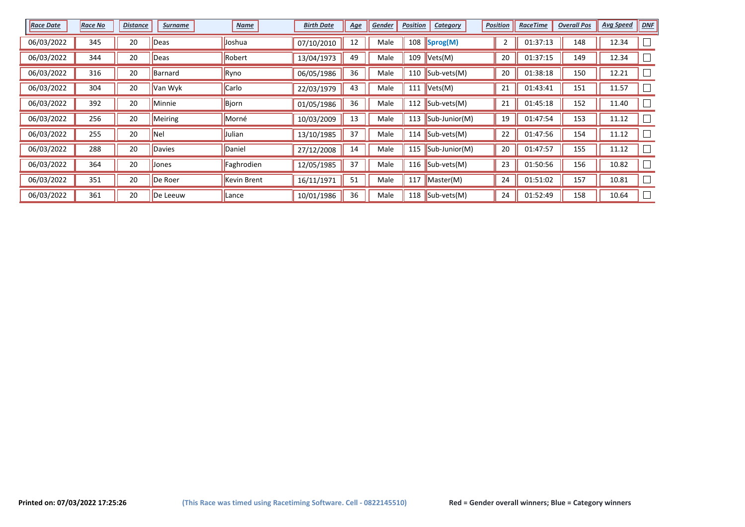| Race Date | Race No | Distance | Surname | Name | Birth Date | Age | Gender | Position | Category | Position | RaceTime | Overall Pos | Avg Speed | DNF |
|---|---|---|---|---|---|---|---|---|---|---|---|---|---|---|
| 06/03/2022 | 345 | 20 | Deas | Joshua | 07/10/2010 | 12 | Male | 108 | **Sprog(M)** | 2 | 01:37:13 | 148 | 12.34 | ☐ |
| 06/03/2022 | 344 | 20 | Deas | Robert | 13/04/1973 | 49 | Male | 109 | Vets(M) | 20 | 01:37:15 | 149 | 12.34 | ☐ |
| 06/03/2022 | 316 | 20 | Barnard | Ryno | 06/05/1986 | 36 | Male | 110 | Sub-vets(M) | 20 | 01:38:18 | 150 | 12.21 | ☐ |
| 06/03/2022 | 304 | 20 | Van Wyk | Carlo | 22/03/1979 | 43 | Male | 111 | Vets(M) | 21 | 01:43:41 | 151 | 11.57 | ☐ |
| 06/03/2022 | 392 | 20 | Minnie | Bjorn | 01/05/1986 | 36 | Male | 112 | Sub-vets(M) | 21 | 01:45:18 | 152 | 11.40 | ☐ |
| 06/03/2022 | 256 | 20 | Meiring | Morné | 10/03/2009 | 13 | Male | 113 | Sub-Junior(M) | 19 | 01:47:54 | 153 | 11.12 | ☐ |
| 06/03/2022 | 255 | 20 | Nel | Julian | 13/10/1985 | 37 | Male | 114 | Sub-vets(M) | 22 | 01:47:56 | 154 | 11.12 | ☐ |
| 06/03/2022 | 288 | 20 | Davies | Daniel | 27/12/2008 | 14 | Male | 115 | Sub-Junior(M) | 20 | 01:47:57 | 155 | 11.12 | ☐ |
| 06/03/2022 | 364 | 20 | Jones | Faghrodien | 12/05/1985 | 37 | Male | 116 | Sub-vets(M) | 23 | 01:50:56 | 156 | 10.82 | ☐ |
| 06/03/2022 | 351 | 20 | De Roer | Kevin Brent | 16/11/1971 | 51 | Male | 117 | Master(M) | 24 | 01:51:02 | 157 | 10.81 | ☐ |
| 06/03/2022 | 361 | 20 | De Leeuw | Lance | 10/01/1986 | 36 | Male | 118 | Sub-vets(M) | 24 | 01:52:49 | 158 | 10.64 | ☐ |

**Printed on: 07/03/2022 17:25:26** **(This Race was timed using Racetiming Software. Cell - 0822145510)** **Red = Gender overall winners; Blue = Category winners**